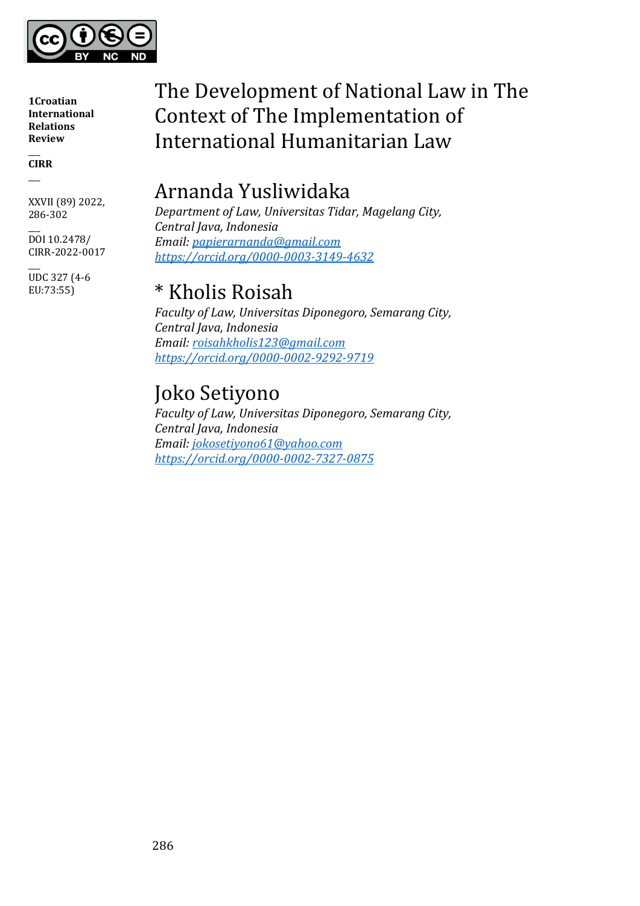1Croatian International Relations Review

CIRR

XXVII (89) 2022, 286-302

DOI 10.2478/CIRR-2022-0017

UDC 327 (4-6 EU:73:55)

# The Development of National Law in The Context of The Implementation of International Humanitarian Law

## Arnanda Yusliwidaka

*Department of Law, Universitas Tidar, Magelang City, Central Java, Indonesia*
*Email: papierarnanda@gmail.com*
*https://orcid.org/0000-0003-3149-4632*

## * Kholis Roisah

*Faculty of Law, Universitas Diponegoro, Semarang City, Central Java, Indonesia*
*Email: roisahkholis123@gmail.com*
*https://orcid.org/0000-0002-9292-9719*

## Joko Setiyono

*Faculty of Law, Universitas Diponegoro, Semarang City, Central Java, Indonesia*
*Email: jokosetiyono61@yahoo.com*
*https://orcid.org/0000-0002-7327-0875*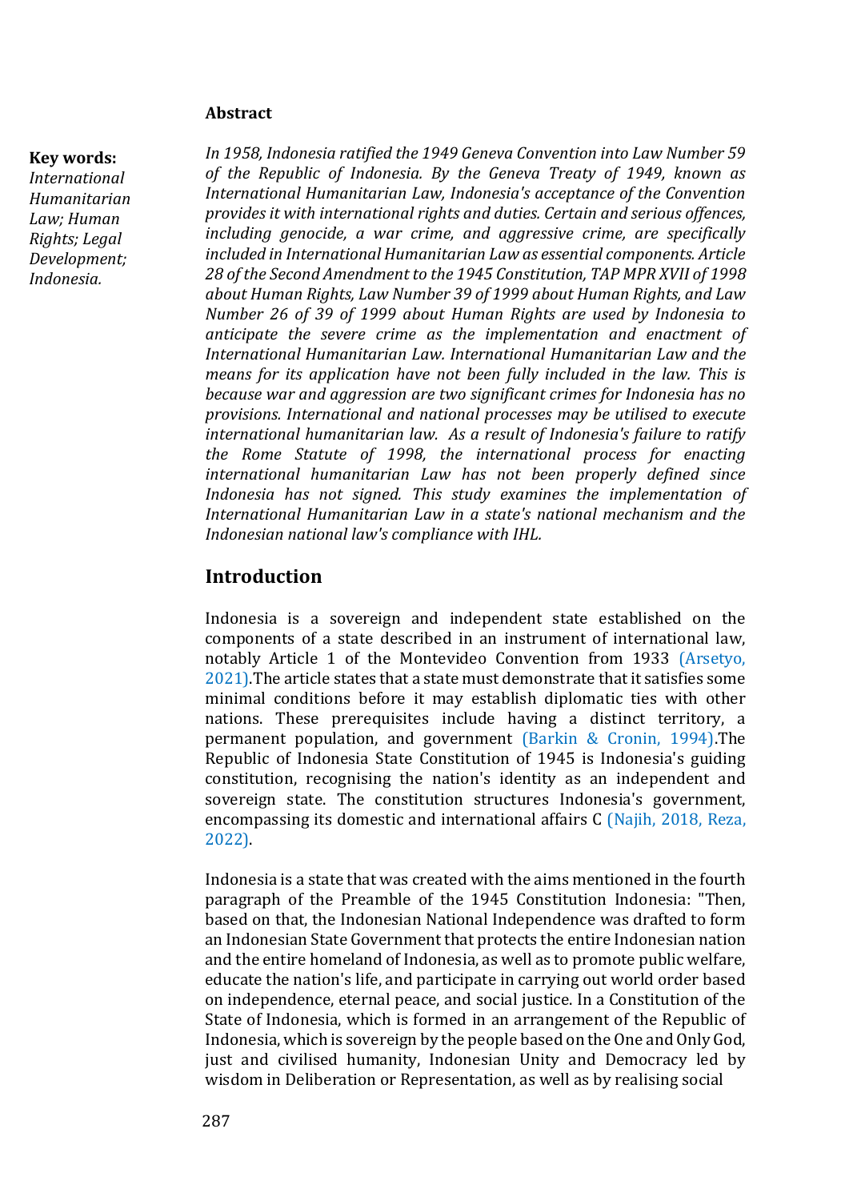**Key words:**
*International Humanitarian Law; Human Rights; Legal Development; Indonesia.*

## Abstract

*In 1958, Indonesia ratified the 1949 Geneva Convention into Law Number 59 of the Republic of Indonesia. By the Geneva Treaty of 1949, known as International Humanitarian Law, Indonesia's acceptance of the Convention provides it with international rights and duties. Certain and serious offences, including genocide, a war crime, and aggressive crime, are specifically included in International Humanitarian Law as essential components. Article 28 of the Second Amendment to the 1945 Constitution, TAP MPR XVII of 1998 about Human Rights, Law Number 39 of 1999 about Human Rights, and Law Number 26 of 39 of 1999 about Human Rights are used by Indonesia to anticipate the severe crime as the implementation and enactment of International Humanitarian Law. International Humanitarian Law and the means for its application have not been fully included in the law. This is because war and aggression are two significant crimes for Indonesia has no provisions. International and national processes may be utilised to execute international humanitarian law. As a result of Indonesia's failure to ratify the Rome Statute of 1998, the international process for enacting international humanitarian Law has not been properly defined since Indonesia has not signed. This study examines the implementation of International Humanitarian Law in a state's national mechanism and the Indonesian national law's compliance with IHL.*

## Introduction

Indonesia is a sovereign and independent state established on the components of a state described in an instrument of international law, notably Article 1 of the Montevideo Convention from 1933 (Arsetyo, 2021).The article states that a state must demonstrate that it satisfies some minimal conditions before it may establish diplomatic ties with other nations. These prerequisites include having a distinct territory, a permanent population, and government (Barkin & Cronin, 1994).The Republic of Indonesia State Constitution of 1945 is Indonesia's guiding constitution, recognising the nation's identity as an independent and sovereign state. The constitution structures Indonesia's government, encompassing its domestic and international affairs C (Najih, 2018, Reza, 2022).

Indonesia is a state that was created with the aims mentioned in the fourth paragraph of the Preamble of the 1945 Constitution Indonesia: "Then, based on that, the Indonesian National Independence was drafted to form an Indonesian State Government that protects the entire Indonesian nation and the entire homeland of Indonesia, as well as to promote public welfare, educate the nation's life, and participate in carrying out world order based on independence, eternal peace, and social justice. In a Constitution of the State of Indonesia, which is formed in an arrangement of the Republic of Indonesia, which is sovereign by the people based on the One and Only God, just and civilised humanity, Indonesian Unity and Democracy led by wisdom in Deliberation or Representation, as well as by realising social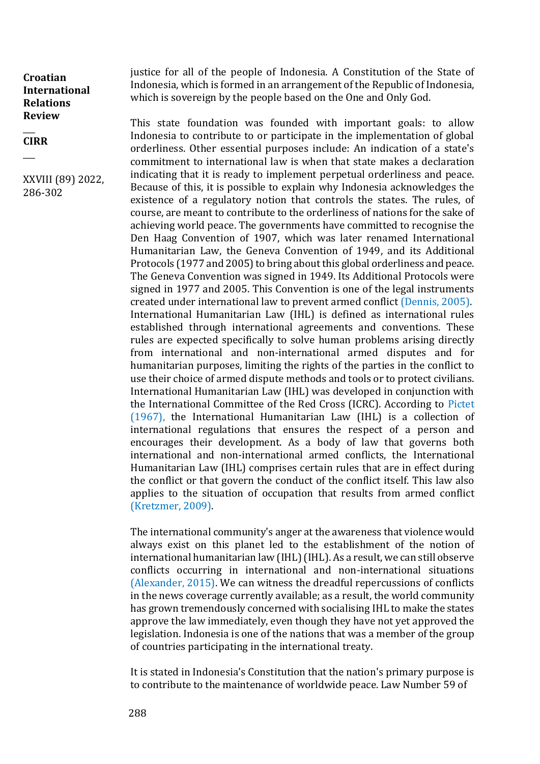justice for all of the people of Indonesia. A Constitution of the State of Indonesia, which is formed in an arrangement of the Republic of Indonesia, which is sovereign by the people based on the One and Only God.

This state foundation was founded with important goals: to allow Indonesia to contribute to or participate in the implementation of global orderliness. Other essential purposes include: An indication of a state's commitment to international law is when that state makes a declaration indicating that it is ready to implement perpetual orderliness and peace. Because of this, it is possible to explain why Indonesia acknowledges the existence of a regulatory notion that controls the states. The rules, of course, are meant to contribute to the orderliness of nations for the sake of achieving world peace. The governments have committed to recognise the Den Haag Convention of 1907, which was later renamed International Humanitarian Law, the Geneva Convention of 1949, and its Additional Protocols (1977 and 2005) to bring about this global orderliness and peace. The Geneva Convention was signed in 1949. Its Additional Protocols were signed in 1977 and 2005. This Convention is one of the legal instruments created under international law to prevent armed conflict (Dennis, 2005). International Humanitarian Law (IHL) is defined as international rules established through international agreements and conventions. These rules are expected specifically to solve human problems arising directly from international and non-international armed disputes and for humanitarian purposes, limiting the rights of the parties in the conflict to use their choice of armed dispute methods and tools or to protect civilians. International Humanitarian Law (IHL) was developed in conjunction with the International Committee of the Red Cross (ICRC). According to Pictet (1967), the International Humanitarian Law (IHL) is a collection of international regulations that ensures the respect of a person and encourages their development. As a body of law that governs both international and non-international armed conflicts, the International Humanitarian Law (IHL) comprises certain rules that are in effect during the conflict or that govern the conduct of the conflict itself. This law also applies to the situation of occupation that results from armed conflict (Kretzmer, 2009).

The international community's anger at the awareness that violence would always exist on this planet led to the establishment of the notion of international humanitarian law (IHL) (IHL). As a result, we can still observe conflicts occurring in international and non-international situations (Alexander, 2015). We can witness the dreadful repercussions of conflicts in the news coverage currently available; as a result, the world community has grown tremendously concerned with socialising IHL to make the states approve the law immediately, even though they have not yet approved the legislation. Indonesia is one of the nations that was a member of the group of countries participating in the international treaty.

It is stated in Indonesia's Constitution that the nation's primary purpose is to contribute to the maintenance of worldwide peace. Law Number 59 of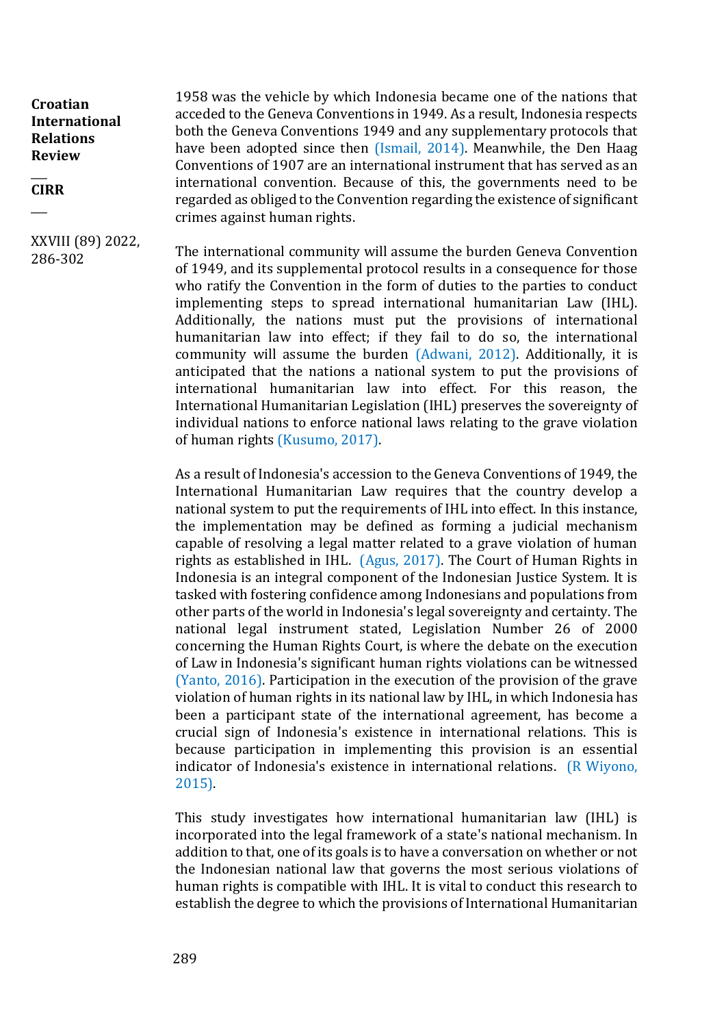1958 was the vehicle by which Indonesia became one of the nations that acceded to the Geneva Conventions in 1949. As a result, Indonesia respects both the Geneva Conventions 1949 and any supplementary protocols that have been adopted since then (Ismail, 2014). Meanwhile, the Den Haag Conventions of 1907 are an international instrument that has served as an international convention. Because of this, the governments need to be regarded as obliged to the Convention regarding the existence of significant crimes against human rights.

The international community will assume the burden Geneva Convention of 1949, and its supplemental protocol results in a consequence for those who ratify the Convention in the form of duties to the parties to conduct implementing steps to spread international humanitarian Law (IHL). Additionally, the nations must put the provisions of international humanitarian law into effect; if they fail to do so, the international community will assume the burden (Adwani, 2012). Additionally, it is anticipated that the nations a national system to put the provisions of international humanitarian law into effect. For this reason, the International Humanitarian Legislation (IHL) preserves the sovereignty of individual nations to enforce national laws relating to the grave violation of human rights (Kusumo, 2017).

As a result of Indonesia's accession to the Geneva Conventions of 1949, the International Humanitarian Law requires that the country develop a national system to put the requirements of IHL into effect. In this instance, the implementation may be defined as forming a judicial mechanism capable of resolving a legal matter related to a grave violation of human rights as established in IHL. (Agus, 2017). The Court of Human Rights in Indonesia is an integral component of the Indonesian Justice System. It is tasked with fostering confidence among Indonesians and populations from other parts of the world in Indonesia's legal sovereignty and certainty. The national legal instrument stated, Legislation Number 26 of 2000 concerning the Human Rights Court, is where the debate on the execution of Law in Indonesia's significant human rights violations can be witnessed (Yanto, 2016). Participation in the execution of the provision of the grave violation of human rights in its national law by IHL, in which Indonesia has been a participant state of the international agreement, has become a crucial sign of Indonesia's existence in international relations. This is because participation in implementing this provision is an essential indicator of Indonesia's existence in international relations. (R Wiyono, 2015).

This study investigates how international humanitarian law (IHL) is incorporated into the legal framework of a state's national mechanism. In addition to that, one of its goals is to have a conversation on whether or not the Indonesian national law that governs the most serious violations of human rights is compatible with IHL. It is vital to conduct this research to establish the degree to which the provisions of International Humanitarian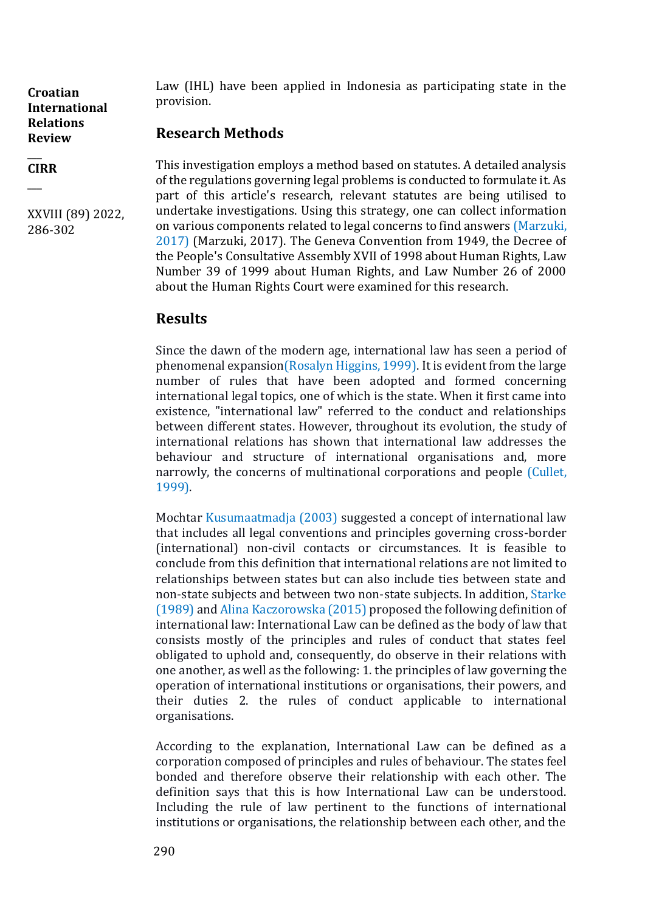Law (IHL) have been applied in Indonesia as participating state in the provision.

## Research Methods

This investigation employs a method based on statutes. A detailed analysis of the regulations governing legal problems is conducted to formulate it. As part of this article's research, relevant statutes are being utilised to undertake investigations. Using this strategy, one can collect information on various components related to legal concerns to find answers (Marzuki, 2017) (Marzuki, 2017). The Geneva Convention from 1949, the Decree of the People's Consultative Assembly XVII of 1998 about Human Rights, Law Number 39 of 1999 about Human Rights, and Law Number 26 of 2000 about the Human Rights Court were examined for this research.

## Results

Since the dawn of the modern age, international law has seen a period of phenomenal expansion(Rosalyn Higgins, 1999). It is evident from the large number of rules that have been adopted and formed concerning international legal topics, one of which is the state. When it first came into existence, "international law" referred to the conduct and relationships between different states. However, throughout its evolution, the study of international relations has shown that international law addresses the behaviour and structure of international organisations and, more narrowly, the concerns of multinational corporations and people (Cullet, 1999).

Mochtar Kusumaatmadja (2003) suggested a concept of international law that includes all legal conventions and principles governing cross-border (international) non-civil contacts or circumstances. It is feasible to conclude from this definition that international relations are not limited to relationships between states but can also include ties between state and non-state subjects and between two non-state subjects. In addition, Starke (1989) and Alina Kaczorowska (2015) proposed the following definition of international law: International Law can be defined as the body of law that consists mostly of the principles and rules of conduct that states feel obligated to uphold and, consequently, do observe in their relations with one another, as well as the following: 1. the principles of law governing the operation of international institutions or organisations, their powers, and their duties 2. the rules of conduct applicable to international organisations.

According to the explanation, International Law can be defined as a corporation composed of principles and rules of behaviour. The states feel bonded and therefore observe their relationship with each other. The definition says that this is how International Law can be understood. Including the rule of law pertinent to the functions of international institutions or organisations, the relationship between each other, and the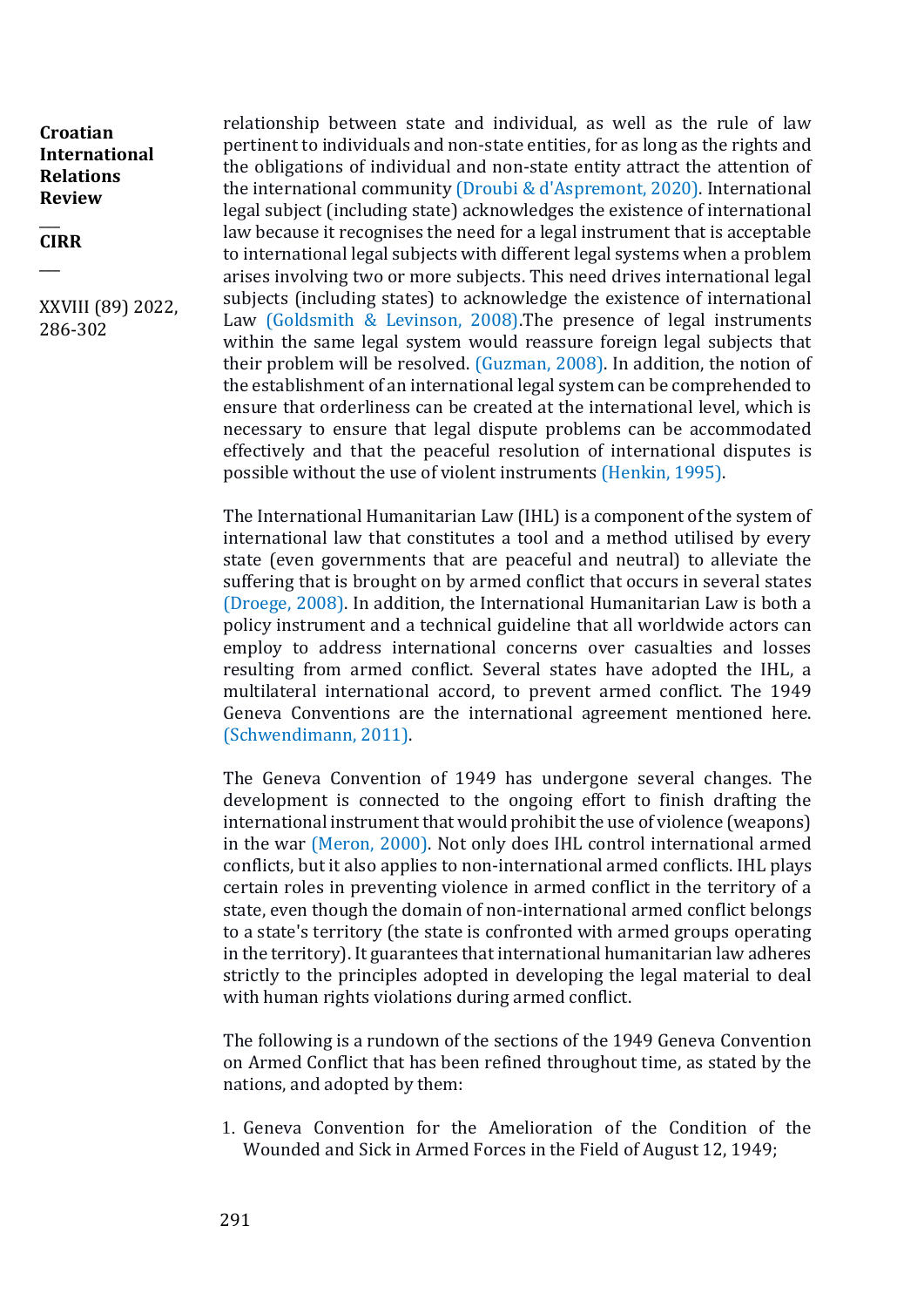relationship between state and individual, as well as the rule of law pertinent to individuals and non-state entities, for as long as the rights and the obligations of individual and non-state entity attract the attention of the international community (Droubi & d'Aspremont, 2020). International legal subject (including state) acknowledges the existence of international law because it recognises the need for a legal instrument that is acceptable to international legal subjects with different legal systems when a problem arises involving two or more subjects. This need drives international legal subjects (including states) to acknowledge the existence of international Law (Goldsmith & Levinson, 2008).The presence of legal instruments within the same legal system would reassure foreign legal subjects that their problem will be resolved. (Guzman, 2008). In addition, the notion of the establishment of an international legal system can be comprehended to ensure that orderliness can be created at the international level, which is necessary to ensure that legal dispute problems can be accommodated effectively and that the peaceful resolution of international disputes is possible without the use of violent instruments (Henkin, 1995).

The International Humanitarian Law (IHL) is a component of the system of international law that constitutes a tool and a method utilised by every state (even governments that are peaceful and neutral) to alleviate the suffering that is brought on by armed conflict that occurs in several states (Droege, 2008). In addition, the International Humanitarian Law is both a policy instrument and a technical guideline that all worldwide actors can employ to address international concerns over casualties and losses resulting from armed conflict. Several states have adopted the IHL, a multilateral international accord, to prevent armed conflict. The 1949 Geneva Conventions are the international agreement mentioned here. (Schwendimann, 2011).

The Geneva Convention of 1949 has undergone several changes. The development is connected to the ongoing effort to finish drafting the international instrument that would prohibit the use of violence (weapons) in the war (Meron, 2000). Not only does IHL control international armed conflicts, but it also applies to non-international armed conflicts. IHL plays certain roles in preventing violence in armed conflict in the territory of a state, even though the domain of non-international armed conflict belongs to a state's territory (the state is confronted with armed groups operating in the territory). It guarantees that international humanitarian law adheres strictly to the principles adopted in developing the legal material to deal with human rights violations during armed conflict.

The following is a rundown of the sections of the 1949 Geneva Convention on Armed Conflict that has been refined throughout time, as stated by the nations, and adopted by them:

1. Geneva Convention for the Amelioration of the Condition of the Wounded and Sick in Armed Forces in the Field of August 12, 1949;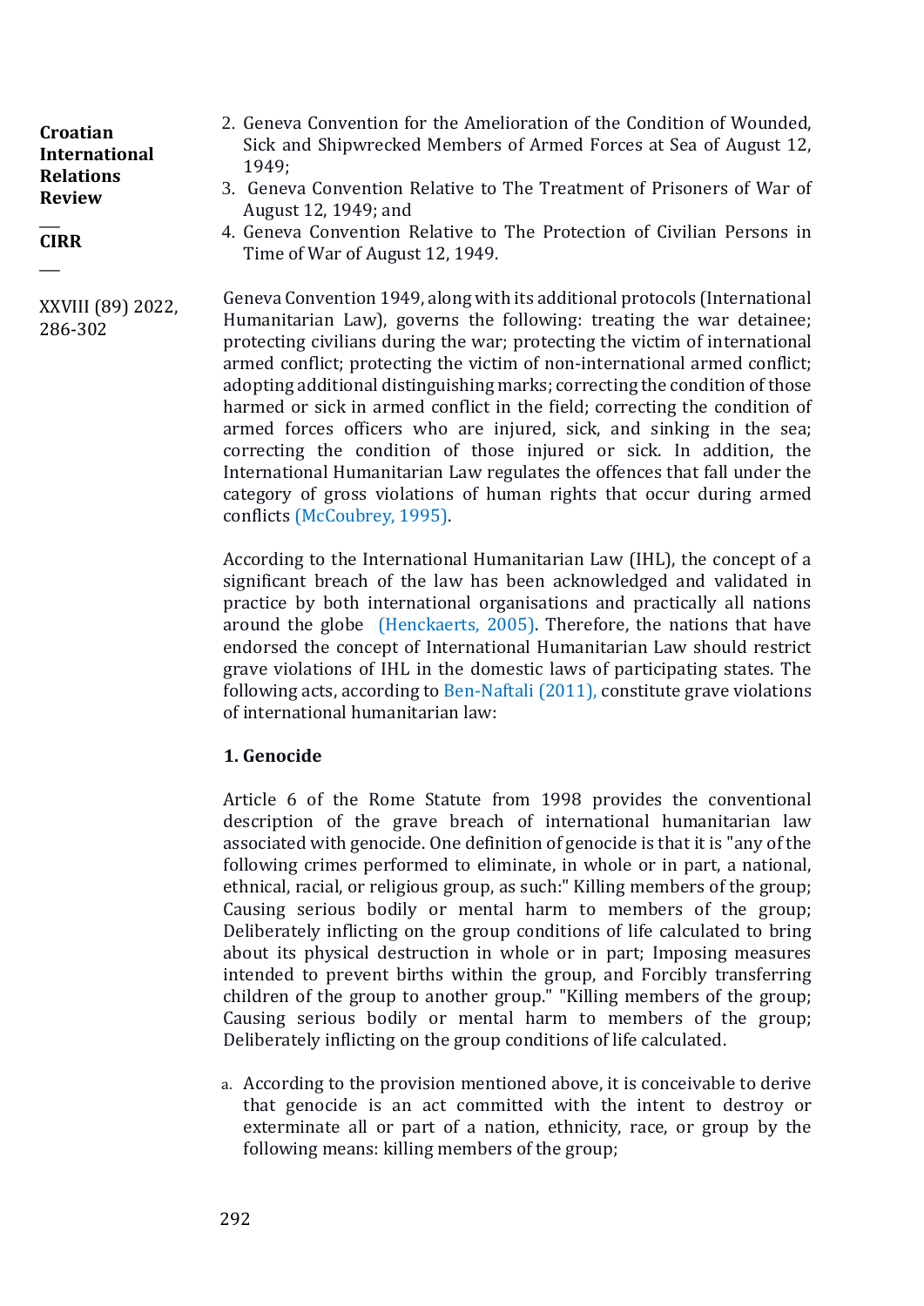2. Geneva Convention for the Amelioration of the Condition of Wounded, Sick and Shipwrecked Members of Armed Forces at Sea of August 12, 1949;
3. Geneva Convention Relative to The Treatment of Prisoners of War of August 12, 1949; and
4. Geneva Convention Relative to The Protection of Civilian Persons in Time of War of August 12, 1949.

Geneva Convention 1949, along with its additional protocols (International Humanitarian Law), governs the following: treating the war detainee; protecting civilians during the war; protecting the victim of international armed conflict; protecting the victim of non-international armed conflict; adopting additional distinguishing marks; correcting the condition of those harmed or sick in armed conflict in the field; correcting the condition of armed forces officers who are injured, sick, and sinking in the sea; correcting the condition of those injured or sick. In addition, the International Humanitarian Law regulates the offences that fall under the category of gross violations of human rights that occur during armed conflicts (McCoubrey, 1995).

According to the International Humanitarian Law (IHL), the concept of a significant breach of the law has been acknowledged and validated in practice by both international organisations and practically all nations around the globe (Henckaerts, 2005). Therefore, the nations that have endorsed the concept of International Humanitarian Law should restrict grave violations of IHL in the domestic laws of participating states. The following acts, according to Ben-Naftali (2011), constitute grave violations of international humanitarian law:

**1. Genocide**

Article 6 of the Rome Statute from 1998 provides the conventional description of the grave breach of international humanitarian law associated with genocide. One definition of genocide is that it is "any of the following crimes performed to eliminate, in whole or in part, a national, ethnical, racial, or religious group, as such:" Killing members of the group; Causing serious bodily or mental harm to members of the group; Deliberately inflicting on the group conditions of life calculated to bring about its physical destruction in whole or in part; Imposing measures intended to prevent births within the group, and Forcibly transferring children of the group to another group." "Killing members of the group; Causing serious bodily or mental harm to members of the group; Deliberately inflicting on the group conditions of life calculated.

a. According to the provision mentioned above, it is conceivable to derive that genocide is an act committed with the intent to destroy or exterminate all or part of a nation, ethnicity, race, or group by the following means: killing members of the group;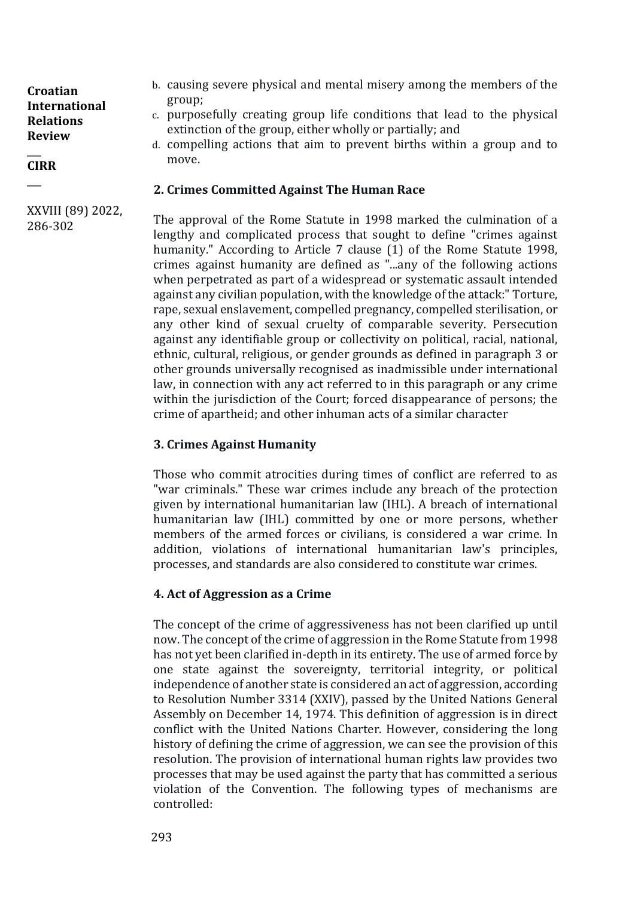b. causing severe physical and mental misery among the members of the group;
c. purposefully creating group life conditions that lead to the physical extinction of the group, either wholly or partially; and
d. compelling actions that aim to prevent births within a group and to move.

### 2. Crimes Committed Against The Human Race

The approval of the Rome Statute in 1998 marked the culmination of a lengthy and complicated process that sought to define "crimes against humanity." According to Article 7 clause (1) of the Rome Statute 1998, crimes against humanity are defined as "...any of the following actions when perpetrated as part of a widespread or systematic assault intended against any civilian population, with the knowledge of the attack:" Torture, rape, sexual enslavement, compelled pregnancy, compelled sterilisation, or any other kind of sexual cruelty of comparable severity. Persecution against any identifiable group or collectivity on political, racial, national, ethnic, cultural, religious, or gender grounds as defined in paragraph 3 or other grounds universally recognised as inadmissible under international law, in connection with any act referred to in this paragraph or any crime within the jurisdiction of the Court; forced disappearance of persons; the crime of apartheid; and other inhuman acts of a similar character

### 3. Crimes Against Humanity

Those who commit atrocities during times of conflict are referred to as "war criminals." These war crimes include any breach of the protection given by international humanitarian law (IHL). A breach of international humanitarian law (IHL) committed by one or more persons, whether members of the armed forces or civilians, is considered a war crime. In addition, violations of international humanitarian law's principles, processes, and standards are also considered to constitute war crimes.

### 4. Act of Aggression as a Crime

The concept of the crime of aggressiveness has not been clarified up until now. The concept of the crime of aggression in the Rome Statute from 1998 has not yet been clarified in-depth in its entirety. The use of armed force by one state against the sovereignty, territorial integrity, or political independence of another state is considered an act of aggression, according to Resolution Number 3314 (XXIV), passed by the United Nations General Assembly on December 14, 1974. This definition of aggression is in direct conflict with the United Nations Charter. However, considering the long history of defining the crime of aggression, we can see the provision of this resolution. The provision of international human rights law provides two processes that may be used against the party that has committed a serious violation of the Convention. The following types of mechanisms are controlled: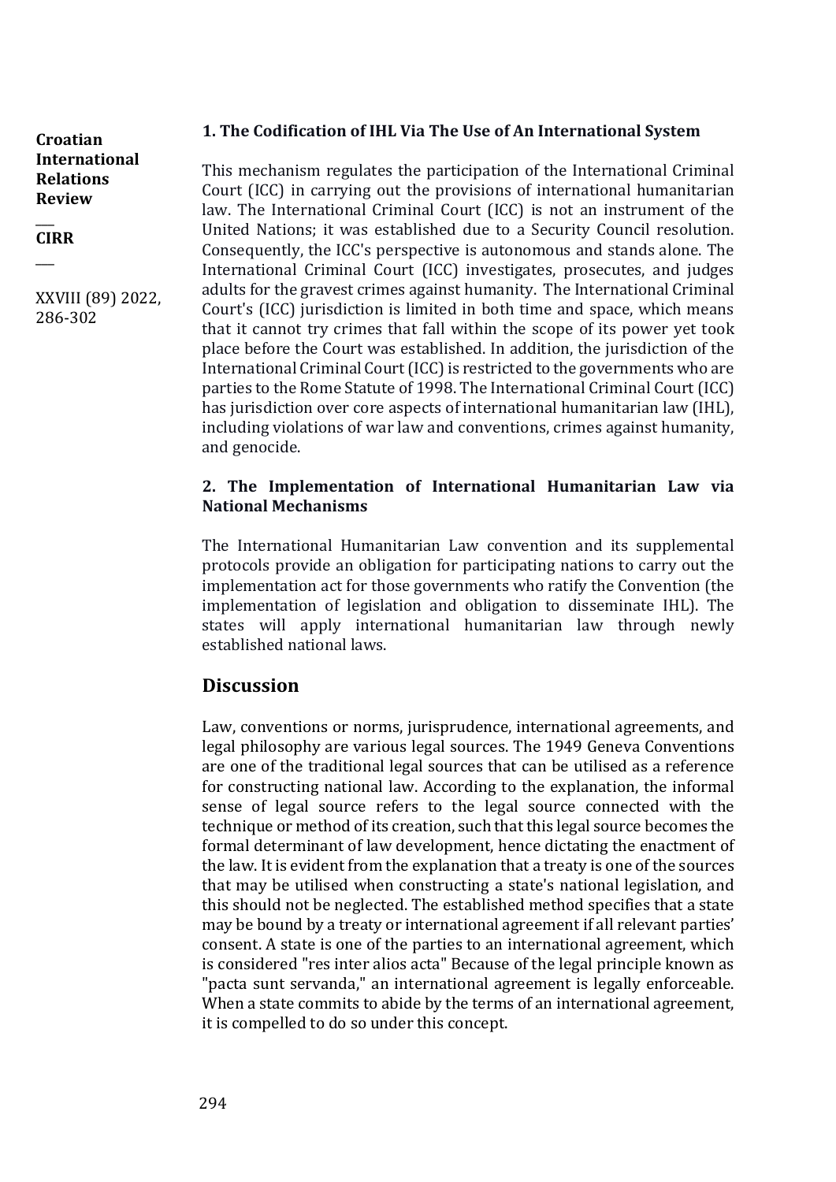**1. The Codification of IHL Via The Use of An International System**

This mechanism regulates the participation of the International Criminal Court (ICC) in carrying out the provisions of international humanitarian law. The International Criminal Court (ICC) is not an instrument of the United Nations; it was established due to a Security Council resolution. Consequently, the ICC's perspective is autonomous and stands alone. The International Criminal Court (ICC) investigates, prosecutes, and judges adults for the gravest crimes against humanity. The International Criminal Court's (ICC) jurisdiction is limited in both time and space, which means that it cannot try crimes that fall within the scope of its power yet took place before the Court was established. In addition, the jurisdiction of the International Criminal Court (ICC) is restricted to the governments who are parties to the Rome Statute of 1998. The International Criminal Court (ICC) has jurisdiction over core aspects of international humanitarian law (IHL), including violations of war law and conventions, crimes against humanity, and genocide.

**2. The Implementation of International Humanitarian Law via National Mechanisms**

The International Humanitarian Law convention and its supplemental protocols provide an obligation for participating nations to carry out the implementation act for those governments who ratify the Convention (the implementation of legislation and obligation to disseminate IHL). The states will apply international humanitarian law through newly established national laws.

## Discussion

Law, conventions or norms, jurisprudence, international agreements, and legal philosophy are various legal sources. The 1949 Geneva Conventions are one of the traditional legal sources that can be utilised as a reference for constructing national law. According to the explanation, the informal sense of legal source refers to the legal source connected with the technique or method of its creation, such that this legal source becomes the formal determinant of law development, hence dictating the enactment of the law. It is evident from the explanation that a treaty is one of the sources that may be utilised when constructing a state's national legislation, and this should not be neglected. The established method specifies that a state may be bound by a treaty or international agreement if all relevant parties' consent. A state is one of the parties to an international agreement, which is considered "res inter alios acta" Because of the legal principle known as "pacta sunt servanda," an international agreement is legally enforceable. When a state commits to abide by the terms of an international agreement, it is compelled to do so under this concept.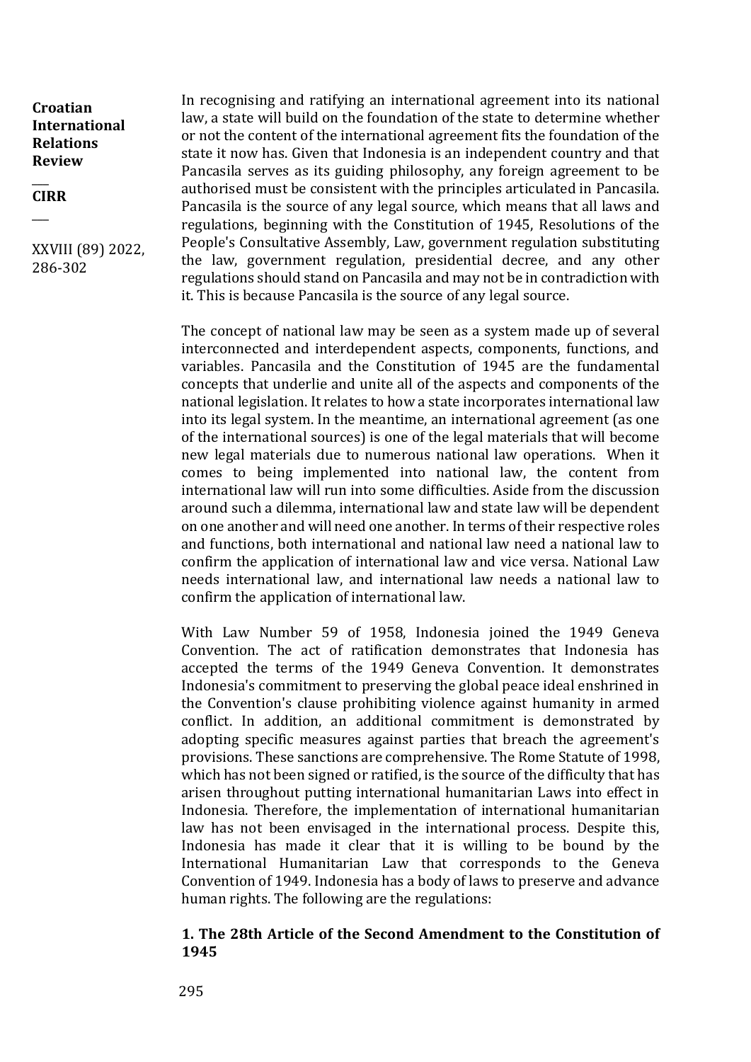In recognising and ratifying an international agreement into its national law, a state will build on the foundation of the state to determine whether or not the content of the international agreement fits the foundation of the state it now has. Given that Indonesia is an independent country and that Pancasila serves as its guiding philosophy, any foreign agreement to be authorised must be consistent with the principles articulated in Pancasila. Pancasila is the source of any legal source, which means that all laws and regulations, beginning with the Constitution of 1945, Resolutions of the People's Consultative Assembly, Law, government regulation substituting the law, government regulation, presidential decree, and any other regulations should stand on Pancasila and may not be in contradiction with it. This is because Pancasila is the source of any legal source.

The concept of national law may be seen as a system made up of several interconnected and interdependent aspects, components, functions, and variables. Pancasila and the Constitution of 1945 are the fundamental concepts that underlie and unite all of the aspects and components of the national legislation. It relates to how a state incorporates international law into its legal system. In the meantime, an international agreement (as one of the international sources) is one of the legal materials that will become new legal materials due to numerous national law operations. When it comes to being implemented into national law, the content from international law will run into some difficulties. Aside from the discussion around such a dilemma, international law and state law will be dependent on one another and will need one another. In terms of their respective roles and functions, both international and national law need a national law to confirm the application of international law and vice versa. National Law needs international law, and international law needs a national law to confirm the application of international law.

With Law Number 59 of 1958, Indonesia joined the 1949 Geneva Convention. The act of ratification demonstrates that Indonesia has accepted the terms of the 1949 Geneva Convention. It demonstrates Indonesia's commitment to preserving the global peace ideal enshrined in the Convention's clause prohibiting violence against humanity in armed conflict. In addition, an additional commitment is demonstrated by adopting specific measures against parties that breach the agreement's provisions. These sanctions are comprehensive. The Rome Statute of 1998, which has not been signed or ratified, is the source of the difficulty that has arisen throughout putting international humanitarian Laws into effect in Indonesia. Therefore, the implementation of international humanitarian law has not been envisaged in the international process. Despite this, Indonesia has made it clear that it is willing to be bound by the International Humanitarian Law that corresponds to the Geneva Convention of 1949. Indonesia has a body of laws to preserve and advance human rights. The following are the regulations:

**1. The 28th Article of the Second Amendment to the Constitution of 1945**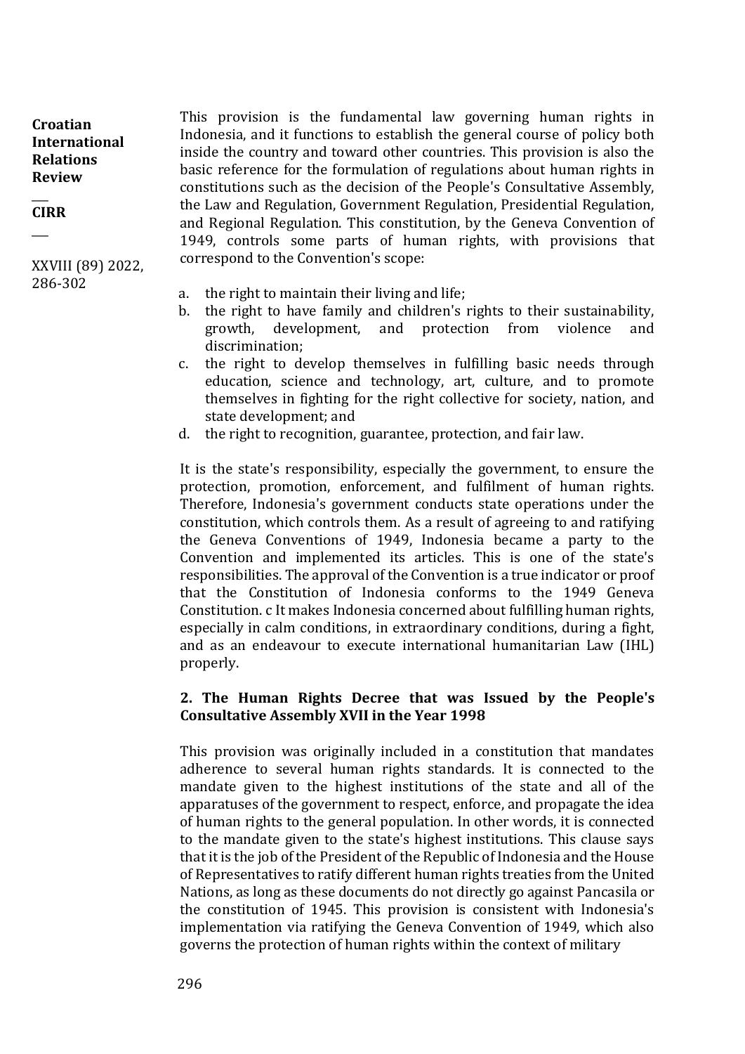This provision is the fundamental law governing human rights in Indonesia, and it functions to establish the general course of policy both inside the country and toward other countries. This provision is also the basic reference for the formulation of regulations about human rights in constitutions such as the decision of the People's Consultative Assembly, the Law and Regulation, Government Regulation, Presidential Regulation, and Regional Regulation. This constitution, by the Geneva Convention of 1949, controls some parts of human rights, with provisions that correspond to the Convention's scope:

a. the right to maintain their living and life;
b. the right to have family and children's rights to their sustainability, growth, development, and protection from violence and discrimination;
c. the right to develop themselves in fulfilling basic needs through education, science and technology, art, culture, and to promote themselves in fighting for the right collective for society, nation, and state development; and
d. the right to recognition, guarantee, protection, and fair law.

It is the state's responsibility, especially the government, to ensure the protection, promotion, enforcement, and fulfilment of human rights. Therefore, Indonesia's government conducts state operations under the constitution, which controls them. As a result of agreeing to and ratifying the Geneva Conventions of 1949, Indonesia became a party to the Convention and implemented its articles. This is one of the state's responsibilities. The approval of the Convention is a true indicator or proof that the Constitution of Indonesia conforms to the 1949 Geneva Constitution. c It makes Indonesia concerned about fulfilling human rights, especially in calm conditions, in extraordinary conditions, during a fight, and as an endeavour to execute international humanitarian Law (IHL) properly.

### 2. The Human Rights Decree that was Issued by the People's Consultative Assembly XVII in the Year 1998

This provision was originally included in a constitution that mandates adherence to several human rights standards. It is connected to the mandate given to the highest institutions of the state and all of the apparatuses of the government to respect, enforce, and propagate the idea of human rights to the general population. In other words, it is connected to the mandate given to the state's highest institutions. This clause says that it is the job of the President of the Republic of Indonesia and the House of Representatives to ratify different human rights treaties from the United Nations, as long as these documents do not directly go against Pancasila or the constitution of 1945. This provision is consistent with Indonesia's implementation via ratifying the Geneva Convention of 1949, which also governs the protection of human rights within the context of military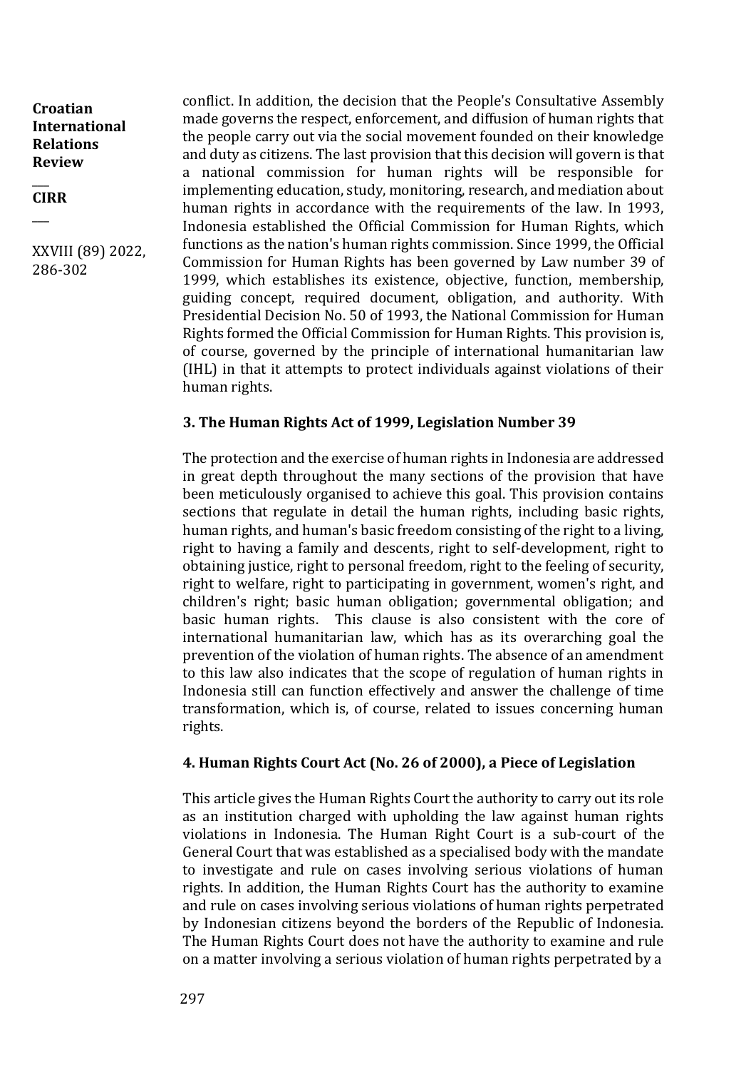conflict. In addition, the decision that the People's Consultative Assembly made governs the respect, enforcement, and diffusion of human rights that the people carry out via the social movement founded on their knowledge and duty as citizens. The last provision that this decision will govern is that a national commission for human rights will be responsible for implementing education, study, monitoring, research, and mediation about human rights in accordance with the requirements of the law. In 1993, Indonesia established the Official Commission for Human Rights, which functions as the nation's human rights commission. Since 1999, the Official Commission for Human Rights has been governed by Law number 39 of 1999, which establishes its existence, objective, function, membership, guiding concept, required document, obligation, and authority. With Presidential Decision No. 50 of 1993, the National Commission for Human Rights formed the Official Commission for Human Rights. This provision is, of course, governed by the principle of international humanitarian law (IHL) in that it attempts to protect individuals against violations of their human rights.

### 3. The Human Rights Act of 1999, Legislation Number 39

The protection and the exercise of human rights in Indonesia are addressed in great depth throughout the many sections of the provision that have been meticulously organised to achieve this goal. This provision contains sections that regulate in detail the human rights, including basic rights, human rights, and human's basic freedom consisting of the right to a living, right to having a family and descents, right to self-development, right to obtaining justice, right to personal freedom, right to the feeling of security, right to welfare, right to participating in government, women's right, and children's right; basic human obligation; governmental obligation; and basic human rights. This clause is also consistent with the core of international humanitarian law, which has as its overarching goal the prevention of the violation of human rights. The absence of an amendment to this law also indicates that the scope of regulation of human rights in Indonesia still can function effectively and answer the challenge of time transformation, which is, of course, related to issues concerning human rights.

### 4. Human Rights Court Act (No. 26 of 2000), a Piece of Legislation

This article gives the Human Rights Court the authority to carry out its role as an institution charged with upholding the law against human rights violations in Indonesia. The Human Right Court is a sub-court of the General Court that was established as a specialised body with the mandate to investigate and rule on cases involving serious violations of human rights. In addition, the Human Rights Court has the authority to examine and rule on cases involving serious violations of human rights perpetrated by Indonesian citizens beyond the borders of the Republic of Indonesia. The Human Rights Court does not have the authority to examine and rule on a matter involving a serious violation of human rights perpetrated by a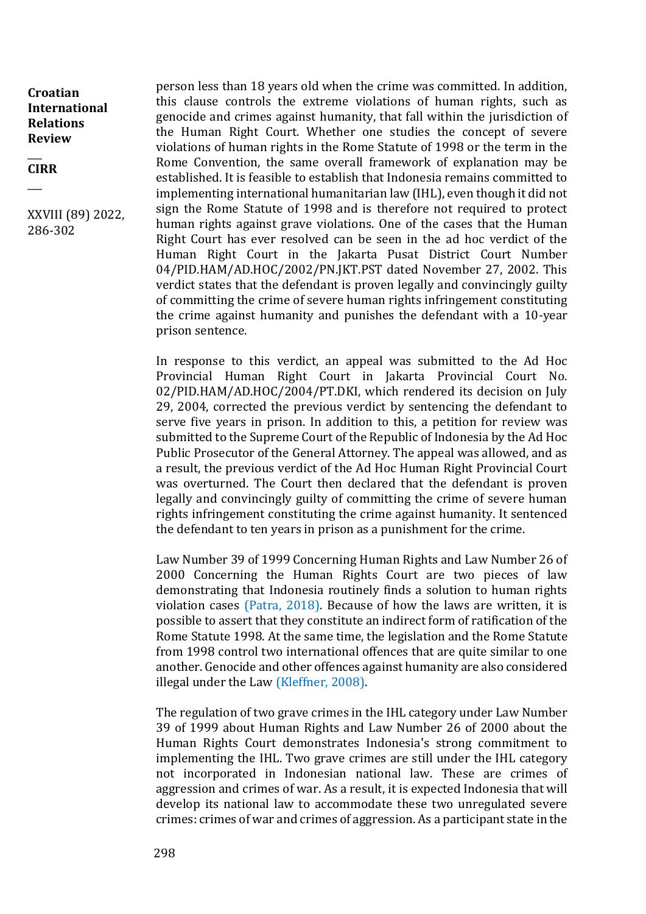person less than 18 years old when the crime was committed. In addition, this clause controls the extreme violations of human rights, such as genocide and crimes against humanity, that fall within the jurisdiction of the Human Right Court. Whether one studies the concept of severe violations of human rights in the Rome Statute of 1998 or the term in the Rome Convention, the same overall framework of explanation may be established. It is feasible to establish that Indonesia remains committed to implementing international humanitarian law (IHL), even though it did not sign the Rome Statute of 1998 and is therefore not required to protect human rights against grave violations. One of the cases that the Human Right Court has ever resolved can be seen in the ad hoc verdict of the Human Right Court in the Jakarta Pusat District Court Number 04/PID.HAM/AD.HOC/2002/PN.JKT.PST dated November 27, 2002. This verdict states that the defendant is proven legally and convincingly guilty of committing the crime of severe human rights infringement constituting the crime against humanity and punishes the defendant with a 10-year prison sentence.

In response to this verdict, an appeal was submitted to the Ad Hoc Provincial Human Right Court in Jakarta Provincial Court No. 02/PID.HAM/AD.HOC/2004/PT.DKI, which rendered its decision on July 29, 2004, corrected the previous verdict by sentencing the defendant to serve five years in prison. In addition to this, a petition for review was submitted to the Supreme Court of the Republic of Indonesia by the Ad Hoc Public Prosecutor of the General Attorney. The appeal was allowed, and as a result, the previous verdict of the Ad Hoc Human Right Provincial Court was overturned. The Court then declared that the defendant is proven legally and convincingly guilty of committing the crime of severe human rights infringement constituting the crime against humanity. It sentenced the defendant to ten years in prison as a punishment for the crime.

Law Number 39 of 1999 Concerning Human Rights and Law Number 26 of 2000 Concerning the Human Rights Court are two pieces of law demonstrating that Indonesia routinely finds a solution to human rights violation cases (Patra, 2018). Because of how the laws are written, it is possible to assert that they constitute an indirect form of ratification of the Rome Statute 1998. At the same time, the legislation and the Rome Statute from 1998 control two international offences that are quite similar to one another. Genocide and other offences against humanity are also considered illegal under the Law (Kleffner, 2008).

The regulation of two grave crimes in the IHL category under Law Number 39 of 1999 about Human Rights and Law Number 26 of 2000 about the Human Rights Court demonstrates Indonesia's strong commitment to implementing the IHL. Two grave crimes are still under the IHL category not incorporated in Indonesian national law. These are crimes of aggression and crimes of war. As a result, it is expected Indonesia that will develop its national law to accommodate these two unregulated severe crimes: crimes of war and crimes of aggression. As a participant state in the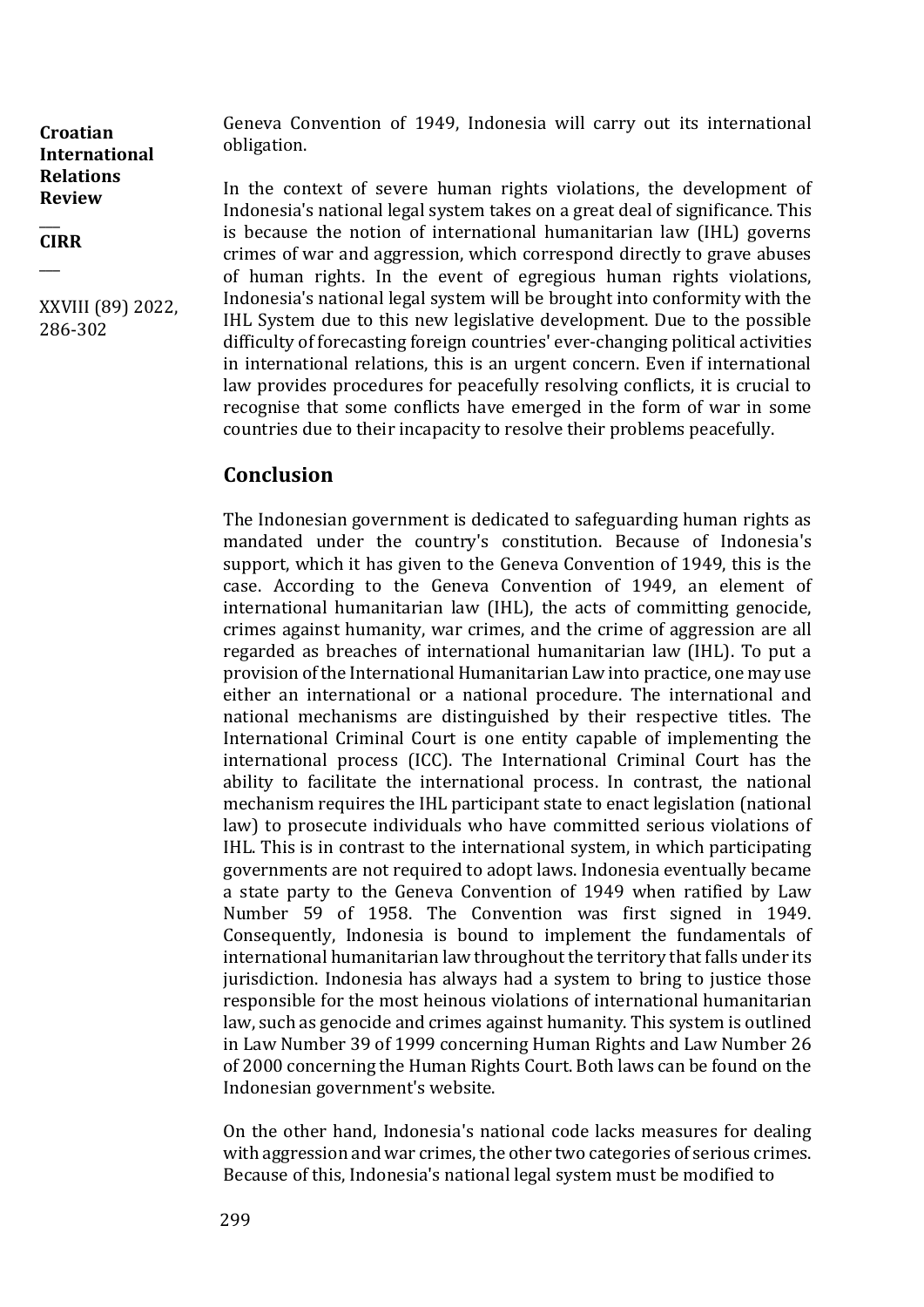Geneva Convention of 1949, Indonesia will carry out its international obligation.

In the context of severe human rights violations, the development of Indonesia's national legal system takes on a great deal of significance. This is because the notion of international humanitarian law (IHL) governs crimes of war and aggression, which correspond directly to grave abuses of human rights. In the event of egregious human rights violations, Indonesia's national legal system will be brought into conformity with the IHL System due to this new legislative development. Due to the possible difficulty of forecasting foreign countries' ever-changing political activities in international relations, this is an urgent concern. Even if international law provides procedures for peacefully resolving conflicts, it is crucial to recognise that some conflicts have emerged in the form of war in some countries due to their incapacity to resolve their problems peacefully.

## Conclusion

The Indonesian government is dedicated to safeguarding human rights as mandated under the country's constitution. Because of Indonesia's support, which it has given to the Geneva Convention of 1949, this is the case. According to the Geneva Convention of 1949, an element of international humanitarian law (IHL), the acts of committing genocide, crimes against humanity, war crimes, and the crime of aggression are all regarded as breaches of international humanitarian law (IHL). To put a provision of the International Humanitarian Law into practice, one may use either an international or a national procedure. The international and national mechanisms are distinguished by their respective titles. The International Criminal Court is one entity capable of implementing the international process (ICC). The International Criminal Court has the ability to facilitate the international process. In contrast, the national mechanism requires the IHL participant state to enact legislation (national law) to prosecute individuals who have committed serious violations of IHL. This is in contrast to the international system, in which participating governments are not required to adopt laws. Indonesia eventually became a state party to the Geneva Convention of 1949 when ratified by Law Number 59 of 1958. The Convention was first signed in 1949. Consequently, Indonesia is bound to implement the fundamentals of international humanitarian law throughout the territory that falls under its jurisdiction. Indonesia has always had a system to bring to justice those responsible for the most heinous violations of international humanitarian law, such as genocide and crimes against humanity. This system is outlined in Law Number 39 of 1999 concerning Human Rights and Law Number 26 of 2000 concerning the Human Rights Court. Both laws can be found on the Indonesian government's website.

On the other hand, Indonesia's national code lacks measures for dealing with aggression and war crimes, the other two categories of serious crimes. Because of this, Indonesia's national legal system must be modified to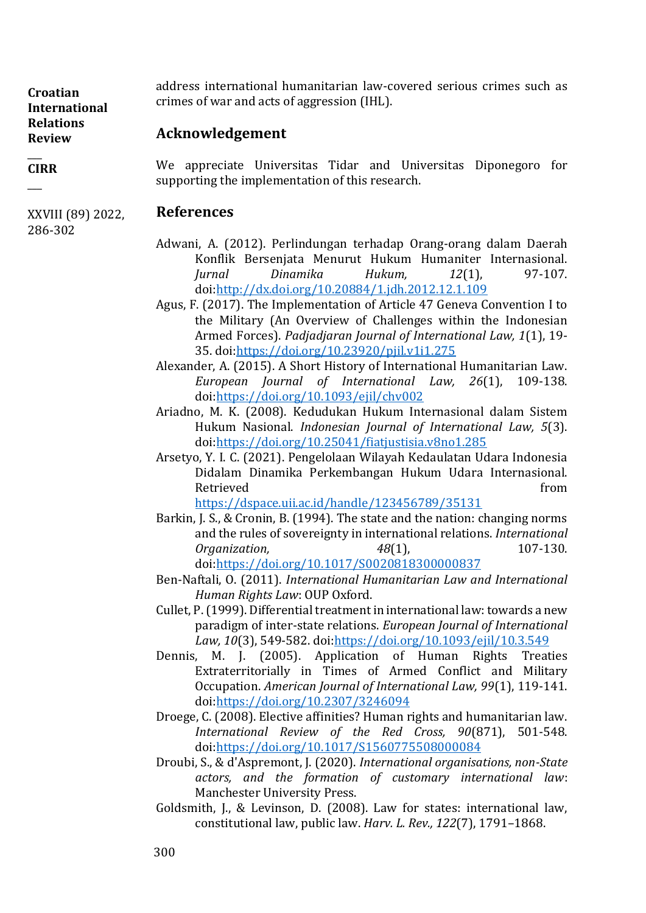address international humanitarian law-covered serious crimes such as crimes of war and acts of aggression (IHL).

## Acknowledgement

We appreciate Universitas Tidar and Universitas Diponegoro for supporting the implementation of this research.

## References

Adwani, A. (2012). Perlindungan terhadap Orang-orang dalam Daerah Konflik Bersenjata Menurut Hukum Humaniter Internasional. *Jurnal Dinamika Hukum, 12*(1), 97-107. doi:http://dx.doi.org/10.20884/1.jdh.2012.12.1.109

Agus, F. (2017). The Implementation of Article 47 Geneva Convention I to the Military (An Overview of Challenges within the Indonesian Armed Forces). *Padjadjaran Journal of International Law, 1*(1), 19-35. doi:https://doi.org/10.23920/pjil.v1i1.275

Alexander, A. (2015). A Short History of International Humanitarian Law. *European Journal of International Law, 26*(1), 109-138. doi:https://doi.org/10.1093/ejil/chv002

Ariadno, M. K. (2008). Kedudukan Hukum Internasional dalam Sistem Hukum Nasional. *Indonesian Journal of International Law, 5*(3). doi:https://doi.org/10.25041/fiatjustisia.v8no1.285

Arsetyo, Y. I. C. (2021). Pengelolaan Wilayah Kedaulatan Udara Indonesia Didalam Dinamika Perkembangan Hukum Udara Internasional. Retrieved from https://dspace.uii.ac.id/handle/123456789/35131

Barkin, J. S., & Cronin, B. (1994). The state and the nation: changing norms and the rules of sovereignty in international relations. *International Organization, 48*(1), 107-130. doi:https://doi.org/10.1017/S0020818300000837

Ben-Naftali, O. (2011). *International Humanitarian Law and International Human Rights Law*: OUP Oxford.

Cullet, P. (1999). Differential treatment in international law: towards a new paradigm of inter-state relations. *European Journal of International Law, 10*(3), 549-582. doi:https://doi.org/10.1093/ejil/10.3.549

Dennis, M. J. (2005). Application of Human Rights Treaties Extraterritorially in Times of Armed Conflict and Military Occupation. *American Journal of International Law, 99*(1), 119-141. doi:https://doi.org/10.2307/3246094

Droege, C. (2008). Elective affinities? Human rights and humanitarian law. *International Review of the Red Cross, 90*(871), 501-548. doi:https://doi.org/10.1017/S1560775508000084

Droubi, S., & d'Aspremont, J. (2020). *International organisations, non-State actors, and the formation of customary international law*: Manchester University Press.

Goldsmith, J., & Levinson, D. (2008). Law for states: international law, constitutional law, public law. *Harv. L. Rev., 122*(7), 1791–1868.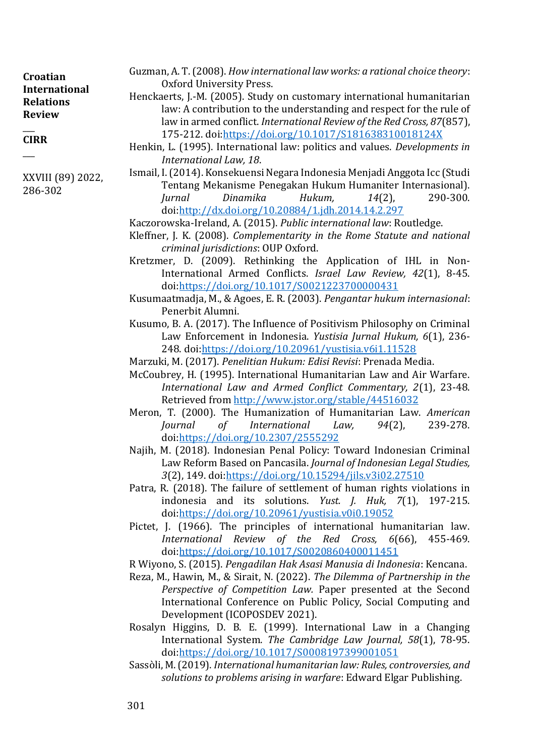Guzman, A. T. (2008). *How international law works: a rational choice theory*: Oxford University Press.

Henckaerts, J.-M. (2005). Study on customary international humanitarian law: A contribution to the understanding and respect for the rule of law in armed conflict. *International Review of the Red Cross, 87*(857), 175-212. doi:https://doi.org/10.1017/S181638310018124X

Henkin, L. (1995). International law: politics and values. *Developments in International Law, 18*.

Ismail, I. (2014). Konsekuensi Negara Indonesia Menjadi Anggota Icc (Studi Tentang Mekanisme Penegakan Hukum Humaniter Internasional). *Jurnal Dinamika Hukum, 14*(2), 290-300. doi:http://dx.doi.org/10.20884/1.jdh.2014.14.2.297

Kaczorowska-Ireland, A. (2015). *Public international law*: Routledge.

Kleffner, J. K. (2008). *Complementarity in the Rome Statute and national criminal jurisdictions*: OUP Oxford.

Kretzmer, D. (2009). Rethinking the Application of IHL in Non-International Armed Conflicts. *Israel Law Review, 42*(1), 8-45. doi:https://doi.org/10.1017/S0021223700000431

Kusumaatmadja, M., & Agoes, E. R. (2003). *Pengantar hukum internasional*: Penerbit Alumni.

Kusumo, B. A. (2017). The Influence of Positivism Philosophy on Criminal Law Enforcement in Indonesia. *Yustisia Jurnal Hukum, 6*(1), 236-248. doi:https://doi.org/10.20961/yustisia.v6i1.11528

Marzuki, M. (2017). *Penelitian Hukum: Edisi Revisi*: Prenada Media.

McCoubrey, H. (1995). International Humanitarian Law and Air Warfare. *International Law and Armed Conflict Commentary, 2*(1), 23-48. Retrieved from http://www.jstor.org/stable/44516032

Meron, T. (2000). The Humanization of Humanitarian Law. *American Journal of International Law, 94*(2), 239-278. doi:https://doi.org/10.2307/2555292

Najih, M. (2018). Indonesian Penal Policy: Toward Indonesian Criminal Law Reform Based on Pancasila. *Journal of Indonesian Legal Studies, 3*(2), 149. doi:https://doi.org/10.15294/jils.v3i02.27510

Patra, R. (2018). The failure of settlement of human rights violations in indonesia and its solutions. *Yust. J. Huk, 7*(1), 197-215. doi:https://doi.org/10.20961/yustisia.v0i0.19052

Pictet, J. (1966). The principles of international humanitarian law. *International Review of the Red Cross, 6*(66), 455-469. doi:https://doi.org/10.1017/S0020860400011451

R Wiyono, S. (2015). *Pengadilan Hak Asasi Manusia di Indonesia*: Kencana.

Reza, M., Hawin, M., & Sirait, N. (2022). *The Dilemma of Partnership in the Perspective of Competition Law.* Paper presented at the Second International Conference on Public Policy, Social Computing and Development (ICOPOSDEV 2021).

Rosalyn Higgins, D. B. E. (1999). International Law in a Changing International System. *The Cambridge Law Journal, 58*(1), 78-95. doi:https://doi.org/10.1017/S0008197399001051

Sassòli, M. (2019). *International humanitarian law: Rules, controversies, and solutions to problems arising in warfare*: Edward Elgar Publishing.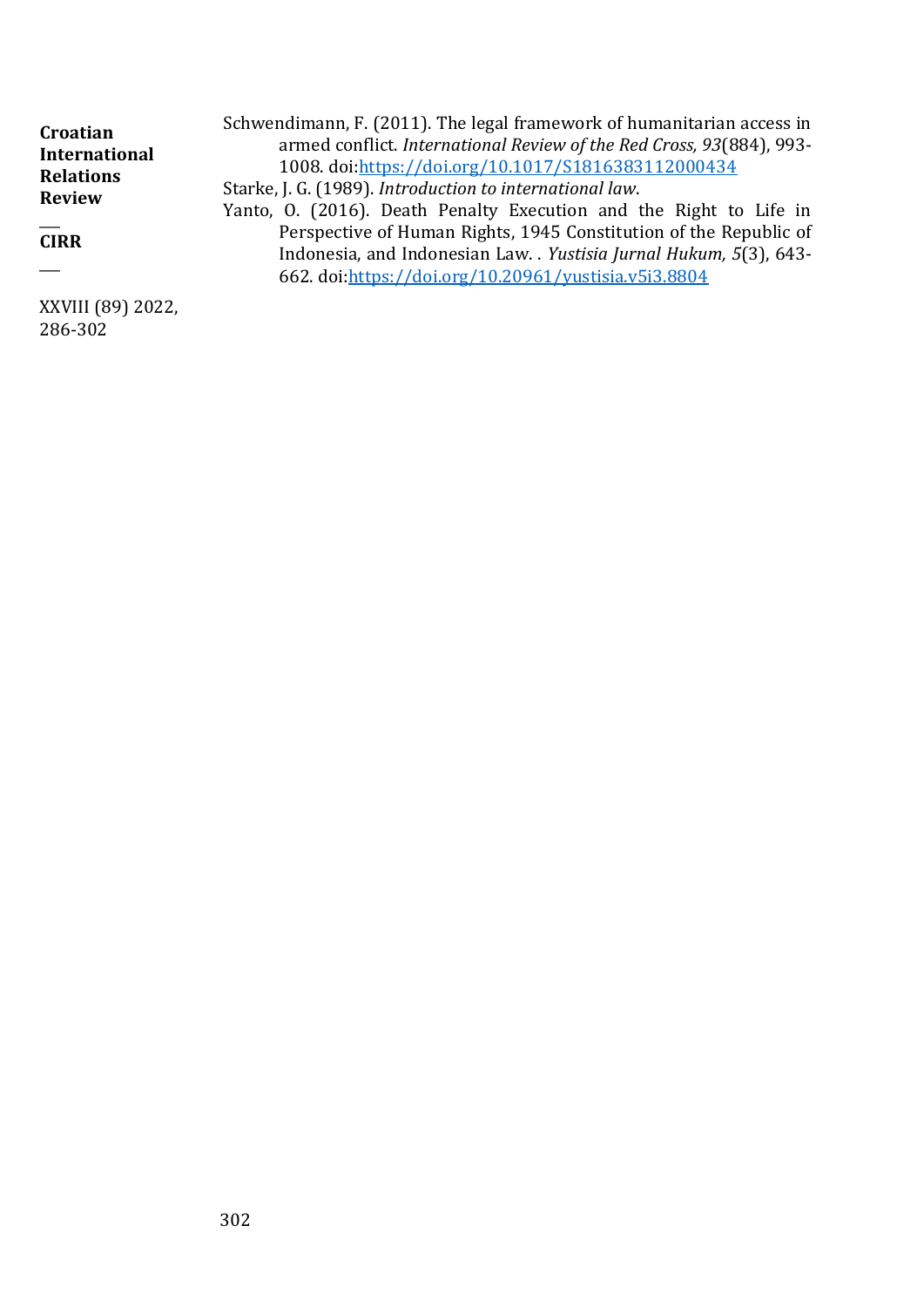Schwendimann, F. (2011). The legal framework of humanitarian access in armed conflict. *International Review of the Red Cross, 93*(884), 993-1008. doi:https://doi.org/10.1017/S1816383112000434

Starke, J. G. (1989). *Introduction to international law*.

Yanto, O. (2016). Death Penalty Execution and the Right to Life in Perspective of Human Rights, 1945 Constitution of the Republic of Indonesia, and Indonesian Law. . *Yustisia Jurnal Hukum, 5*(3), 643-662. doi:https://doi.org/10.20961/yustisia.v5i3.8804